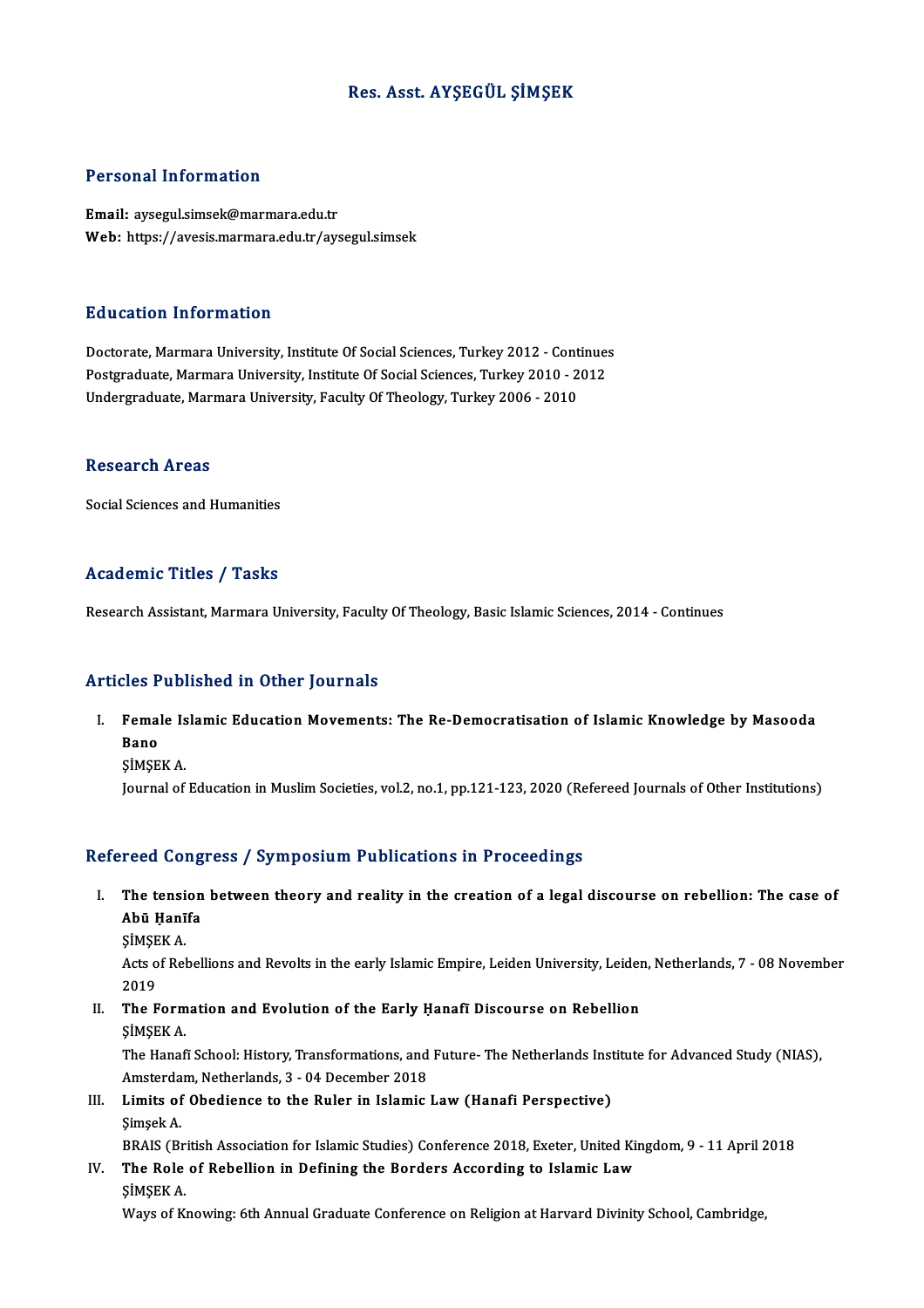# Res. Asst. AYŞEGÜL ŞİMŞEK

## Personal Information

**Email:** aysegul.simsek@marmara.edu.tr
**Web:** https://avesis.marmara.edu.tr/aysegul.simsek

## Education Information

Doctorate, Marmara University, Institute Of Social Sciences, Turkey 2012 - Continues
Postgraduate, Marmara University, Institute Of Social Sciences, Turkey 2010 - 2012
Undergraduate, Marmara University, Faculty Of Theology, Turkey 2006 - 2010

## Research Areas

Social Sciences and Humanities

## Academic Titles / Tasks

Research Assistant, Marmara University, Faculty Of Theology, Basic Islamic Sciences, 2014 - Continues

## Articles Published in Other Journals

I. **Female Islamic Education Movements: The Re-Democratisation of Islamic Knowledge by Masooda Bano**
   ŞİMŞEK A.
   Journal of Education in Muslim Societies, vol.2, no.1, pp.121-123, 2020 (Refereed Journals of Other Institutions)

## Refereed Congress / Symposium Publications in Proceedings

I. **The tension between theory and reality in the creation of a legal discourse on rebellion: The case of Abū Ḥanīfa**
   ŞİMŞEK A.
   Acts of Rebellions and Revolts in the early Islamic Empire, Leiden University, Leiden, Netherlands, 7 - 08 November 2019

II. **The Formation and Evolution of the Early Ḥanafī Discourse on Rebellion**
   ŞİMŞEK A.
   The Hanafī School: History, Transformations, and Future- The Netherlands Institute for Advanced Study (NIAS), Amsterdam, Netherlands, 3 - 04 December 2018

III. **Limits of Obedience to the Ruler in Islamic Law (Hanafi Perspective)**
   Şimşek A.
   BRAIS (British Association for Islamic Studies) Conference 2018, Exeter, United Kingdom, 9 - 11 April 2018

IV. **The Role of Rebellion in Defining the Borders According to Islamic Law**
   ŞİMŞEK A.
   Ways of Knowing: 6th Annual Graduate Conference on Religion at Harvard Divinity School, Cambridge,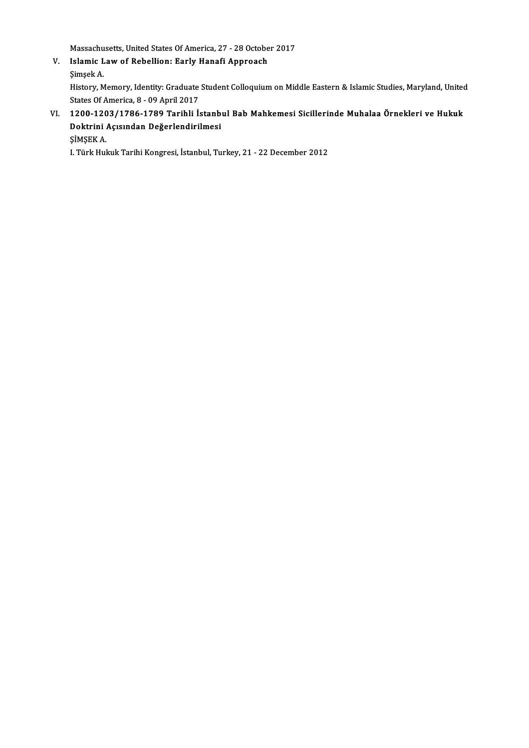Massachusetts, United States Of America, 27 - 28 October 2017

V. **Islamic Law of Rebellion: Early Hanafi Approach**
   Şimşek A.
   History, Memory, Identity: Graduate Student Colloquium on Middle Eastern & Islamic Studies, Maryland, United States Of America, 8 - 09 April 2017

VI. **1200-1203/1786-1789 Tarihli İstanbul Bab Mahkemesi Sicillerinde Muhalaa Örnekleri ve Hukuk Doktrini Açısından Değerlendirilmesi**
   ŞİMŞEK A.
   I. Türk Hukuk Tarihi Kongresi, İstanbul, Turkey, 21 - 22 December 2012